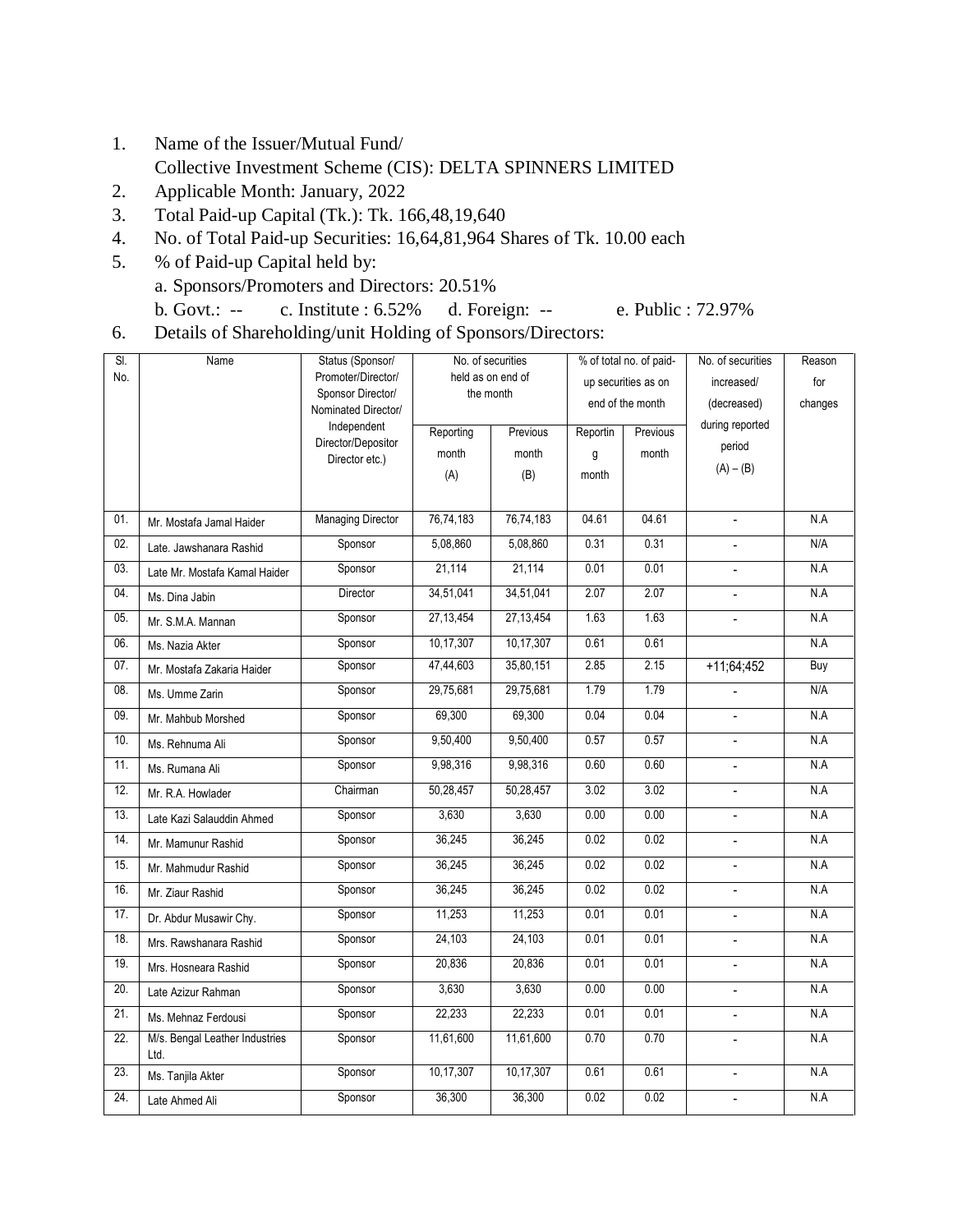1. Name of the Issuer/Mutual Fund/
   Collective Investment Scheme (CIS): DELTA SPINNERS LIMITED
2. Applicable Month: January, 2022
3. Total Paid-up Capital (Tk.): Tk. 166,48,19,640
4. No. of Total Paid-up Securities: 16,64,81,964 Shares of Tk. 10.00 each
5. % of Paid-up Capital held by:
   a. Sponsors/Promoters and Directors: 20.51%
   b. Govt.: -- c. Institute : 6.52% d. Foreign: -- e. Public : 72.97%
6. Details of Shareholding/unit Holding of Sponsors/Directors:

| Sl. No. | Name | Status (Sponsor/ Promoter/Director/ Sponsor Director/ Nominated Director/ Independent Director/Depositor Director etc.) | No. of securities held as on end of the month | | % of total no. of paid-up securities as on end of the month | | No. of securities increased/ (decreased) during reported period (A) – (B) | Reason for changes |
|---|---|---|---|---|---|---|---|---|
| | | | Reporting month (A) | Previous month (B) | Reporting month | Previous month | | |
| 01. | Mr. Mostafa Jamal Haider | Managing Director | 76,74,183 | 76,74,183 | 04.61 | 04.61 | - | N.A |
| 02. | Late. Jawshanara Rashid | Sponsor | 5,08,860 | 5,08,860 | 0.31 | 0.31 | - | N/A |
| 03. | Late Mr. Mostafa Kamal Haider | Sponsor | 21,114 | 21,114 | 0.01 | 0.01 | - | N.A |
| 04. | Ms. Dina Jabin | Director | 34,51,041 | 34,51,041 | 2.07 | 2.07 | - | N.A |
| 05. | Mr. S.M.A. Mannan | Sponsor | 27,13,454 | 27,13,454 | 1.63 | 1.63 | - | N.A |
| 06. | Ms. Nazia Akter | Sponsor | 10,17,307 | 10,17,307 | 0.61 | 0.61 | | N.A |
| 07. | Mr. Mostafa Zakaria Haider | Sponsor | 47,44,603 | 35,80,151 | 2.85 | 2.15 | +11;64;452 | Buy |
| 08. | Ms. Umme Zarin | Sponsor | 29,75,681 | 29,75,681 | 1.79 | 1.79 | - | N/A |
| 09. | Mr. Mahbub Morshed | Sponsor | 69,300 | 69,300 | 0.04 | 0.04 | - | N.A |
| 10. | Ms. Rehnuma Ali | Sponsor | 9,50,400 | 9,50,400 | 0.57 | 0.57 | - | N.A |
| 11. | Ms. Rumana Ali | Sponsor | 9,98,316 | 9,98,316 | 0.60 | 0.60 | - | N.A |
| 12. | Mr. R.A. Howlader | Chairman | 50,28,457 | 50,28,457 | 3.02 | 3.02 | - | N.A |
| 13. | Late Kazi Salauddin Ahmed | Sponsor | 3,630 | 3,630 | 0.00 | 0.00 | - | N.A |
| 14. | Mr. Mamunur Rashid | Sponsor | 36,245 | 36,245 | 0.02 | 0.02 | - | N.A |
| 15. | Mr. Mahmudur Rashid | Sponsor | 36,245 | 36,245 | 0.02 | 0.02 | - | N.A |
| 16. | Mr. Ziaur Rashid | Sponsor | 36,245 | 36,245 | 0.02 | 0.02 | - | N.A |
| 17. | Dr. Abdur Musawir Chy. | Sponsor | 11,253 | 11,253 | 0.01 | 0.01 | - | N.A |
| 18. | Mrs. Rawshanara Rashid | Sponsor | 24,103 | 24,103 | 0.01 | 0.01 | - | N.A |
| 19. | Mrs. Hosneara Rashid | Sponsor | 20,836 | 20,836 | 0.01 | 0.01 | - | N.A |
| 20. | Late Azizur Rahman | Sponsor | 3,630 | 3,630 | 0.00 | 0.00 | - | N.A |
| 21. | Ms. Mehnaz Ferdousi | Sponsor | 22,233 | 22,233 | 0.01 | 0.01 | - | N.A |
| 22. | M/s. Bengal Leather Industries Ltd. | Sponsor | 11,61,600 | 11,61,600 | 0.70 | 0.70 | - | N.A |
| 23. | Ms. Tanjila Akter | Sponsor | 10,17,307 | 10,17,307 | 0.61 | 0.61 | - | N.A |
| 24. | Late Ahmed Ali | Sponsor | 36,300 | 36,300 | 0.02 | 0.02 | - | N.A |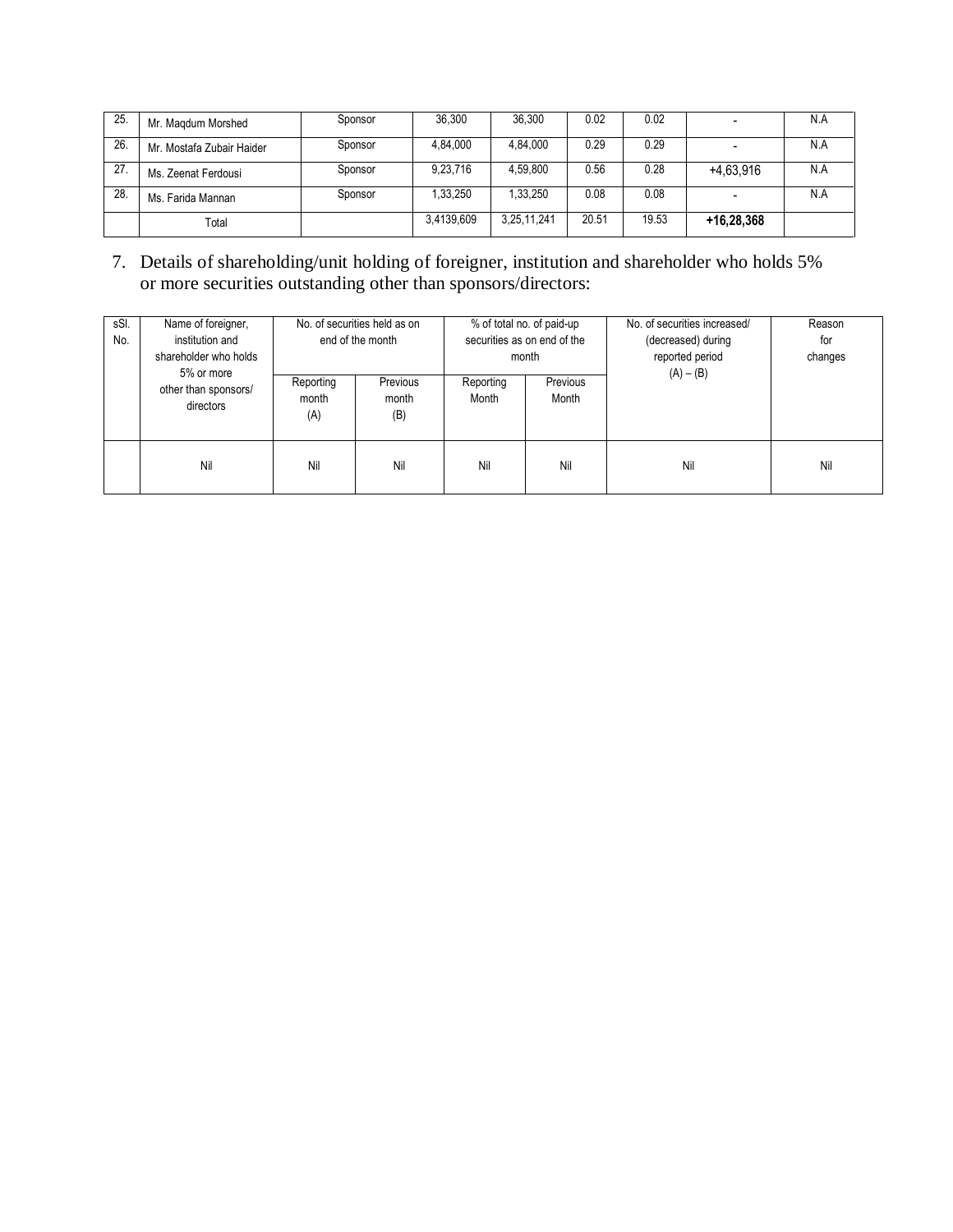| | | | | | | | | |
|---|---|---|---|---|---|---|---|---|
| 25. | Mr. Maqdum Morshed | Sponsor | 36,300 | 36,300 | 0.02 | 0.02 | - | N.A |
| 26. | Mr. Mostafa Zubair Haider | Sponsor | 4,84,000 | 4,84,000 | 0.29 | 0.29 | - | N.A |
| 27. | Ms. Zeenat Ferdousi | Sponsor | 9,23,716 | 4,59,800 | 0.56 | 0.28 | +4,63,916 | N.A |
| 28. | Ms. Farida Mannan | Sponsor | 1,33,250 | 1,33,250 | 0.08 | 0.08 | - | N.A |
| | Total | | 3,4139,609 | 3,25,11,241 | 20.51 | 19.53 | **+16,28,368** | |

7. Details of shareholding/unit holding of foreigner, institution and shareholder who holds 5% or more securities outstanding other than sponsors/directors:

| sSl. No. | Name of foreigner, institution and shareholder who holds 5% or more other than sponsors/ directors | No. of securities held as on end of the month | | % of total no. of paid-up securities as on end of the month | | No. of securities increased/ (decreased) during reported period (A) – (B) | Reason for changes |
|---|---|---|---|---|---|---|---|
| | | Reporting month (A) | Previous month (B) | Reporting Month | Previous Month | | |
| | Nil | Nil | Nil | Nil | Nil | Nil | Nil |